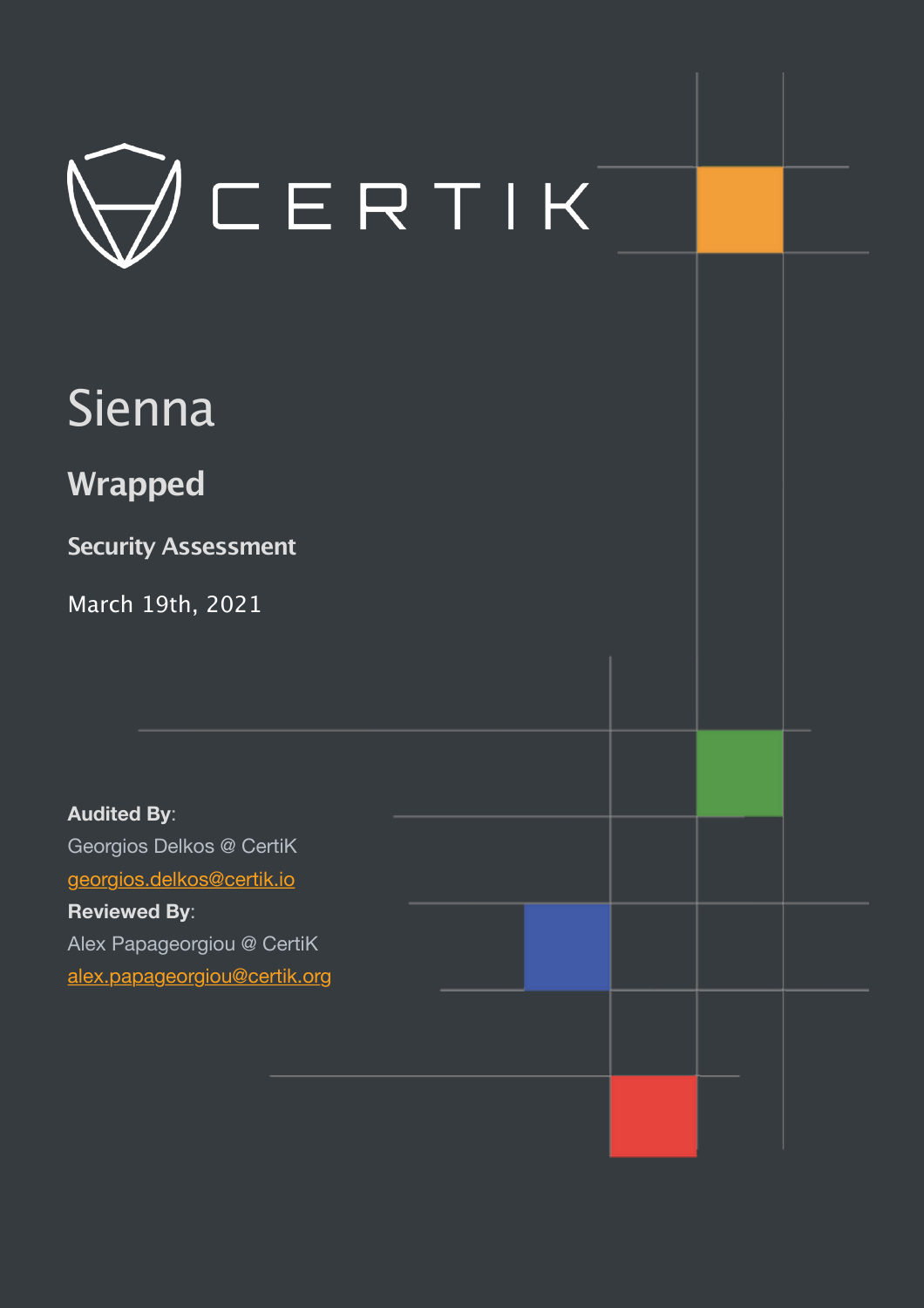CERTIK

# Sienna

## Wrapped

### Security Assessment

March 19th, 2021

**Audited By**:

Georgios Delkos @ CertiK

georgios.delkos@certik.io

**Reviewed By**:

Alex Papageorgiou @ CertiK

alex.papageorgiou@certik.org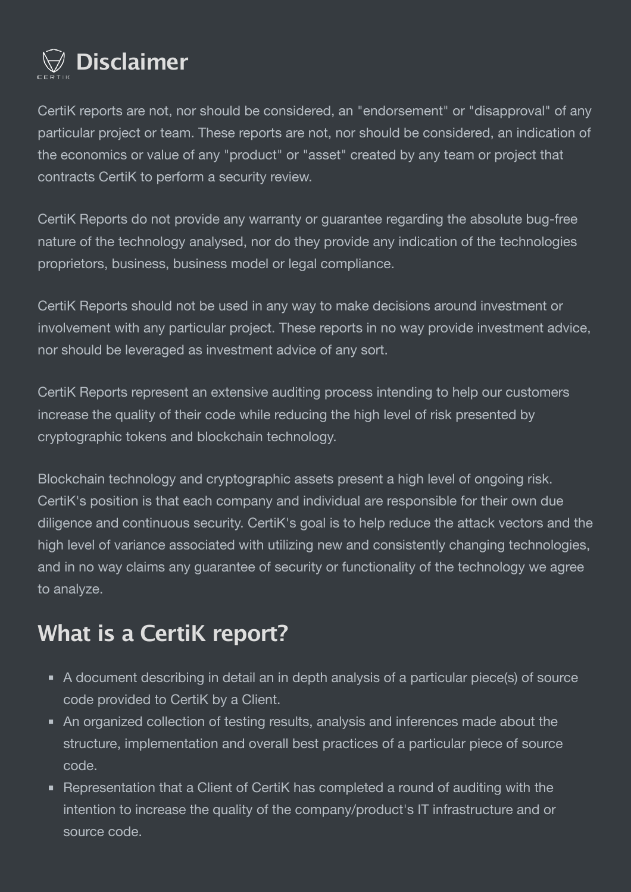# Disclaimer

CertiK reports are not, nor should be considered, an "endorsement" or "disapproval" of any particular project or team. These reports are not, nor should be considered, an indication of the economics or value of any "product" or "asset" created by any team or project that contracts CertiK to perform a security review.

CertiK Reports do not provide any warranty or guarantee regarding the absolute bug-free nature of the technology analysed, nor do they provide any indication of the technologies proprietors, business, business model or legal compliance.

CertiK Reports should not be used in any way to make decisions around investment or involvement with any particular project. These reports in no way provide investment advice, nor should be leveraged as investment advice of any sort.

CertiK Reports represent an extensive auditing process intending to help our customers increase the quality of their code while reducing the high level of risk presented by cryptographic tokens and blockchain technology.

Blockchain technology and cryptographic assets present a high level of ongoing risk. CertiK's position is that each company and individual are responsible for their own due diligence and continuous security. CertiK's goal is to help reduce the attack vectors and the high level of variance associated with utilizing new and consistently changing technologies, and in no way claims any guarantee of security or functionality of the technology we agree to analyze.

## What is a CertiK report?

- A document describing in detail an in depth analysis of a particular piece(s) of source code provided to CertiK by a Client.
- An organized collection of testing results, analysis and inferences made about the structure, implementation and overall best practices of a particular piece of source code.
- Representation that a Client of CertiK has completed a round of auditing with the intention to increase the quality of the company/product's IT infrastructure and or source code.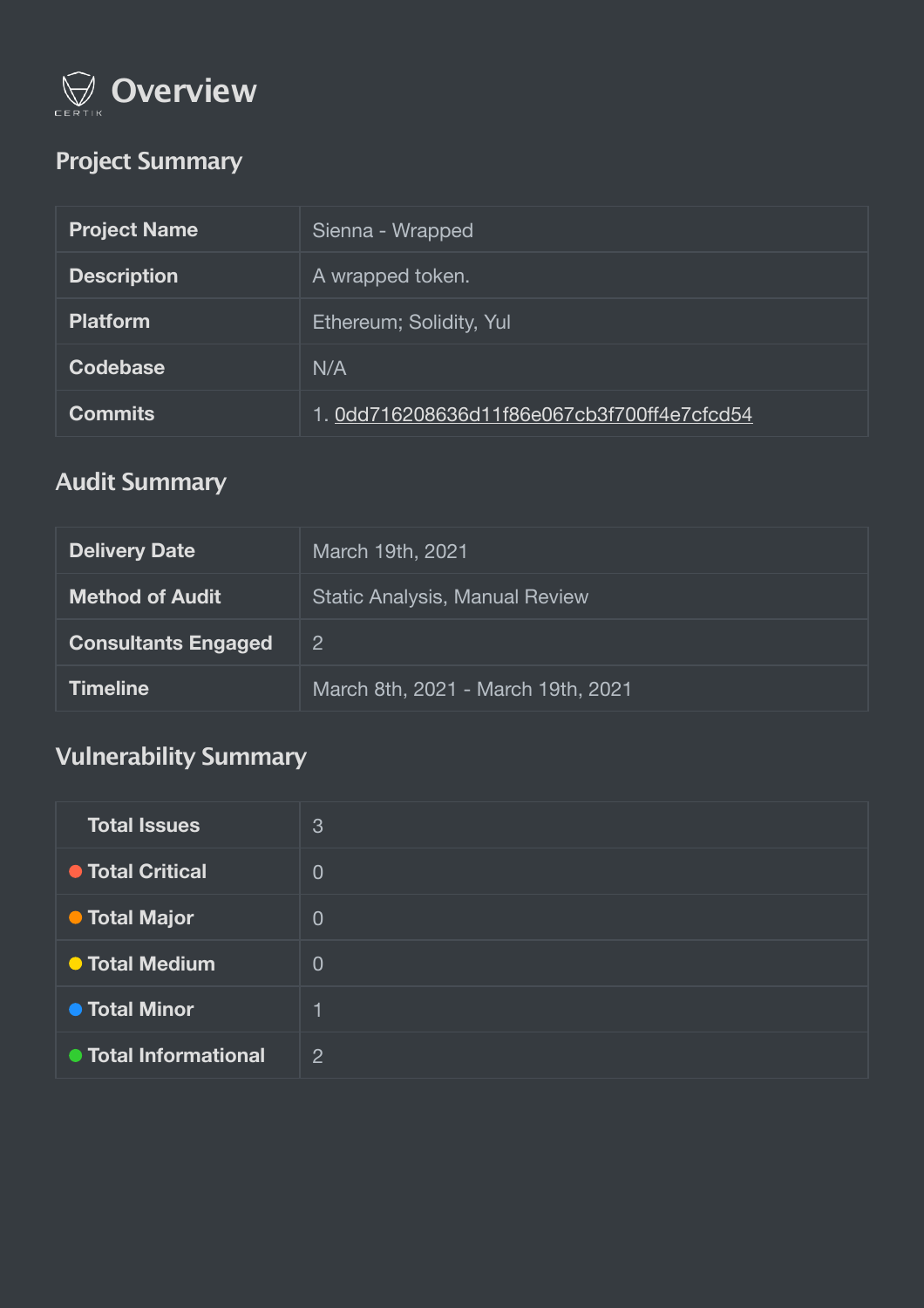# Overview

## Project Summary

| | |
|---|---|
| **Project Name** | Sienna - Wrapped |
| **Description** | A wrapped token. |
| **Platform** | Ethereum; Solidity, Yul |
| **Codebase** | N/A |
| **Commits** | 1. 0dd716208636d11f86e067cb3f700ff4e7cfcd54 |

## Audit Summary

| | |
|---|---|
| **Delivery Date** | March 19th, 2021 |
| **Method of Audit** | Static Analysis, Manual Review |
| **Consultants Engaged** | 2 |
| **Timeline** | March 8th, 2021 - March 19th, 2021 |

## Vulnerability Summary

| | |
|---|---|
| **Total Issues** | 3 |
| **Total Critical** | 0 |
| **Total Major** | 0 |
| **Total Medium** | 0 |
| **Total Minor** | 1 |
| **Total Informational** | 2 |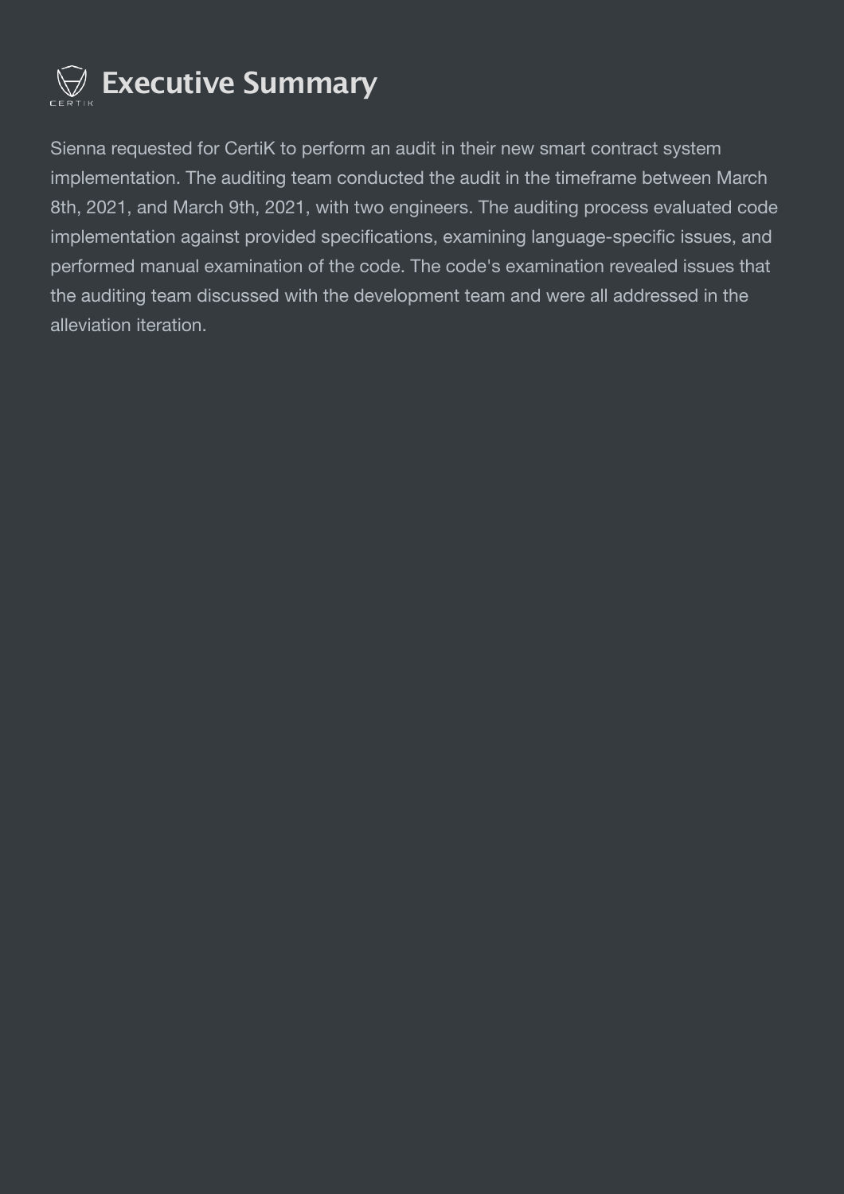# Executive Summary

Sienna requested for CertiK to perform an audit in their new smart contract system implementation. The auditing team conducted the audit in the timeframe between March 8th, 2021, and March 9th, 2021, with two engineers. The auditing process evaluated code implementation against provided specifications, examining language-specific issues, and performed manual examination of the code. The code's examination revealed issues that the auditing team discussed with the development team and were all addressed in the alleviation iteration.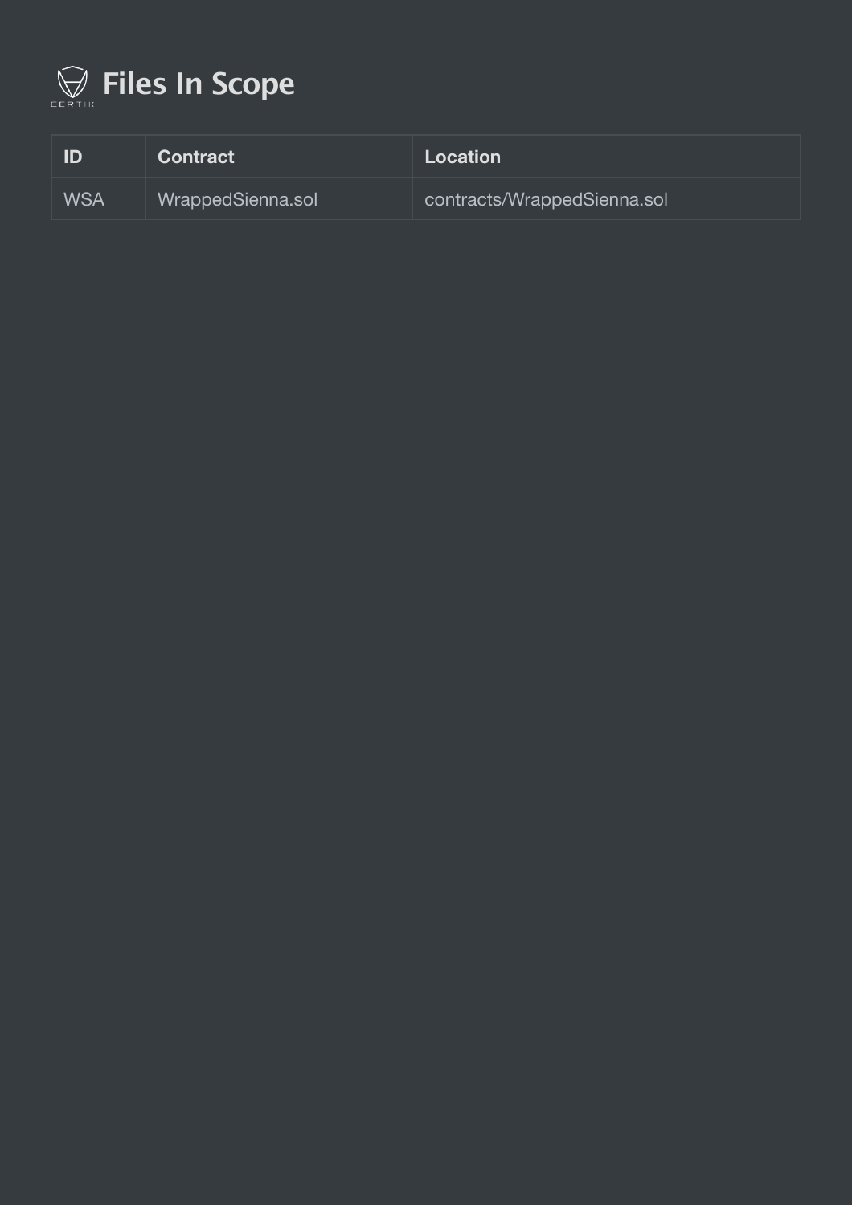# Files In Scope

| ID | Contract | Location |
|---|---|---|
| WSA | WrappedSienna.sol | contracts/WrappedSienna.sol |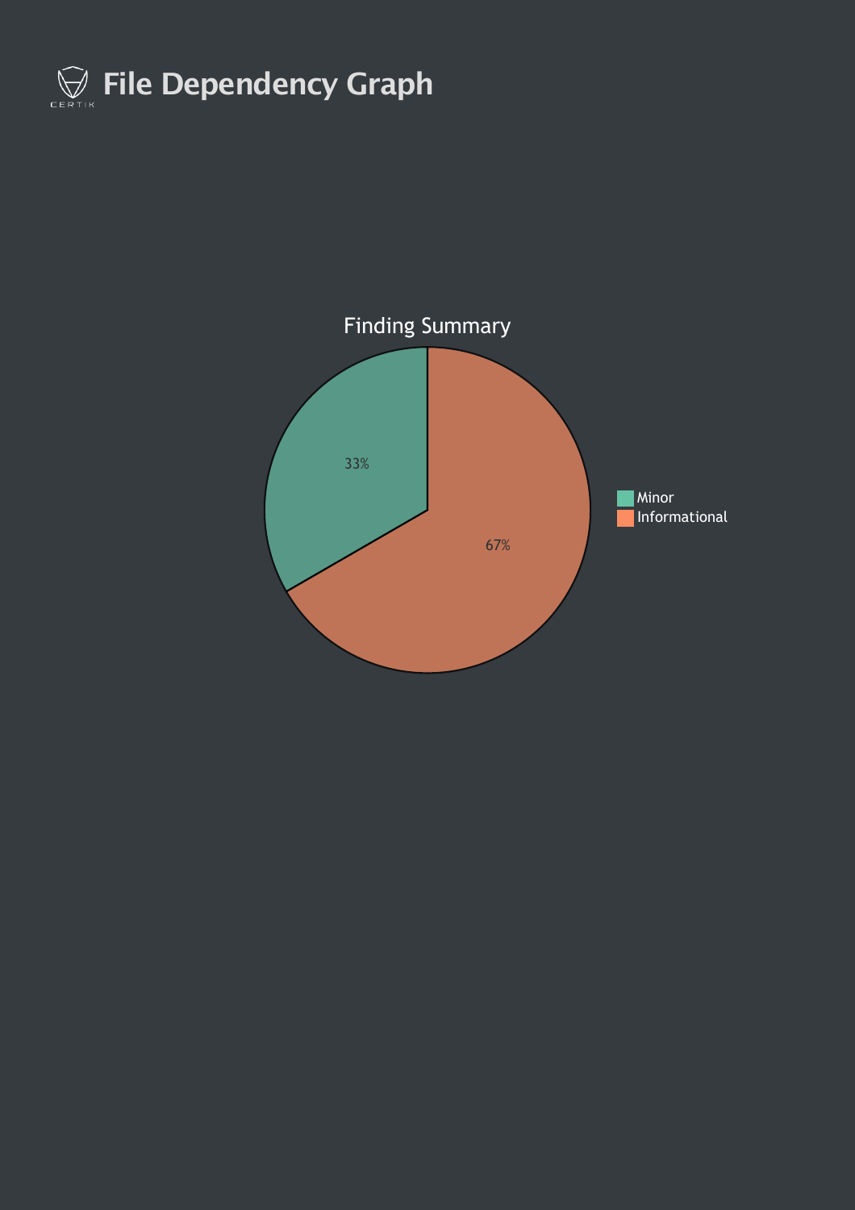# File Dependency Graph

Finding Summary

33%

67%

Minor

Informational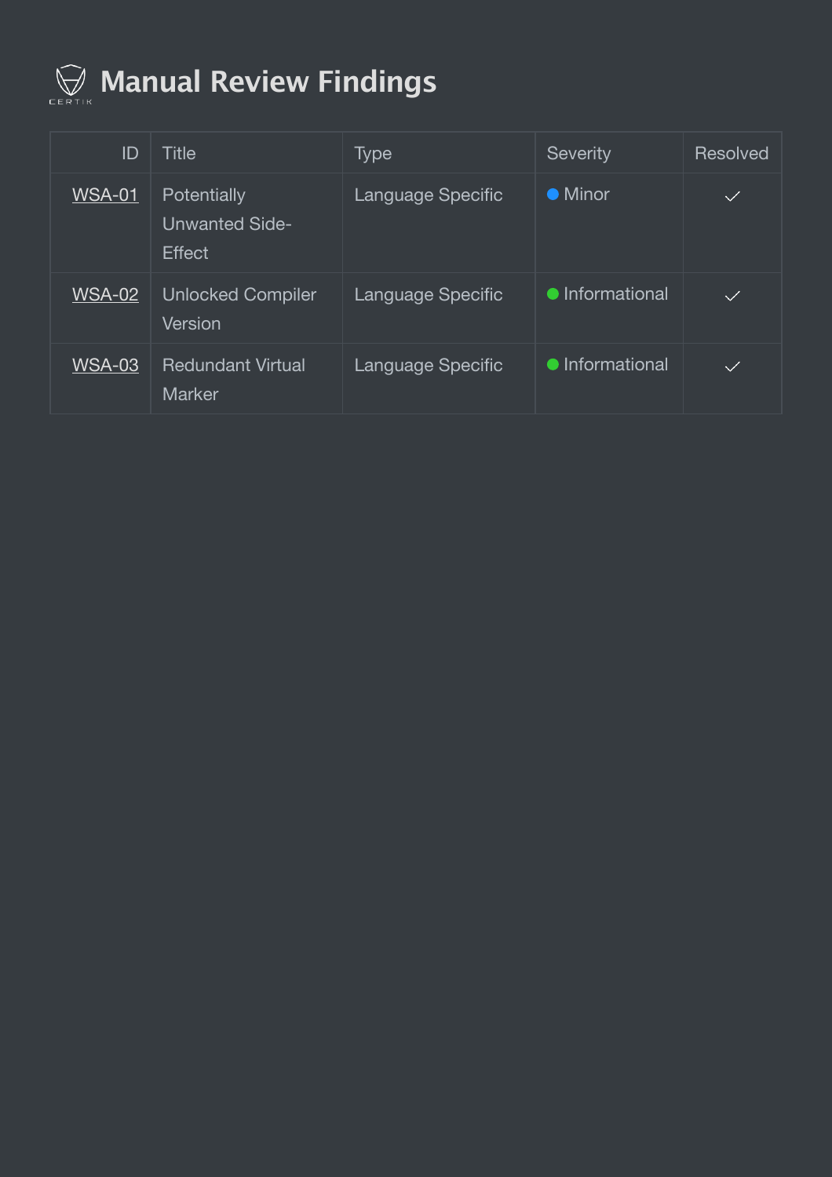# Manual Review Findings

| ID | Title | Type | Severity | Resolved |
| --- | --- | --- | --- | --- |
| WSA-01 | Potentially Unwanted Side-Effect | Language Specific | Minor | ✓ |
| WSA-02 | Unlocked Compiler Version | Language Specific | Informational | ✓ |
| WSA-03 | Redundant Virtual Marker | Language Specific | Informational | ✓ |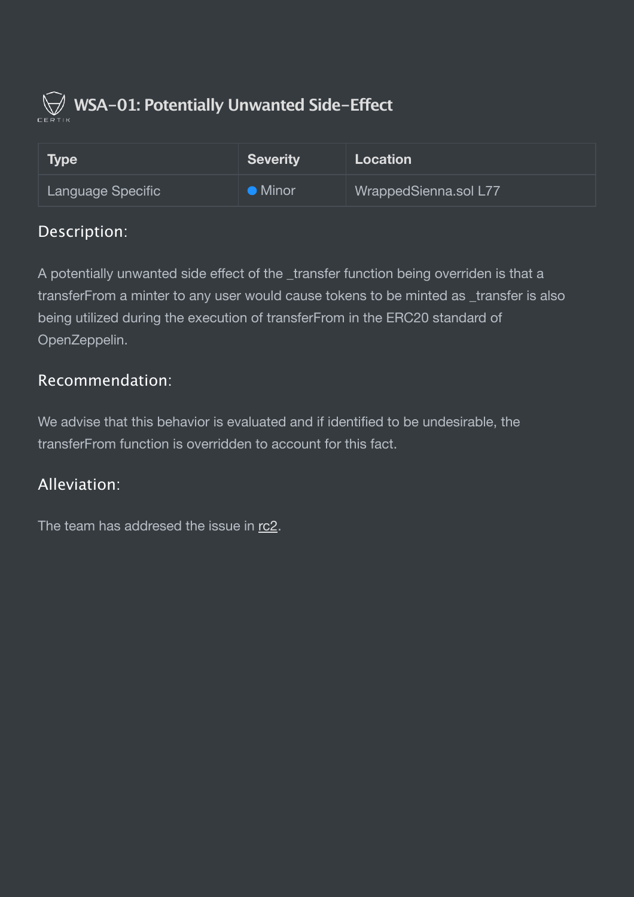## WSA-01: Potentially Unwanted Side-Effect

| Type | Severity | Location |
| --- | --- | --- |
| Language Specific | Minor | WrappedSienna.sol L77 |

### Description:

A potentially unwanted side effect of the _transfer function being overriden is that a transferFrom a minter to any user would cause tokens to be minted as _transfer is also being utilized during the execution of transferFrom in the ERC20 standard of OpenZeppelin.

### Recommendation:

We advise that this behavior is evaluated and if identified to be undesirable, the transferFrom function is overridden to account for this fact.

### Alleviation:

The team has addresed the issue in rc2.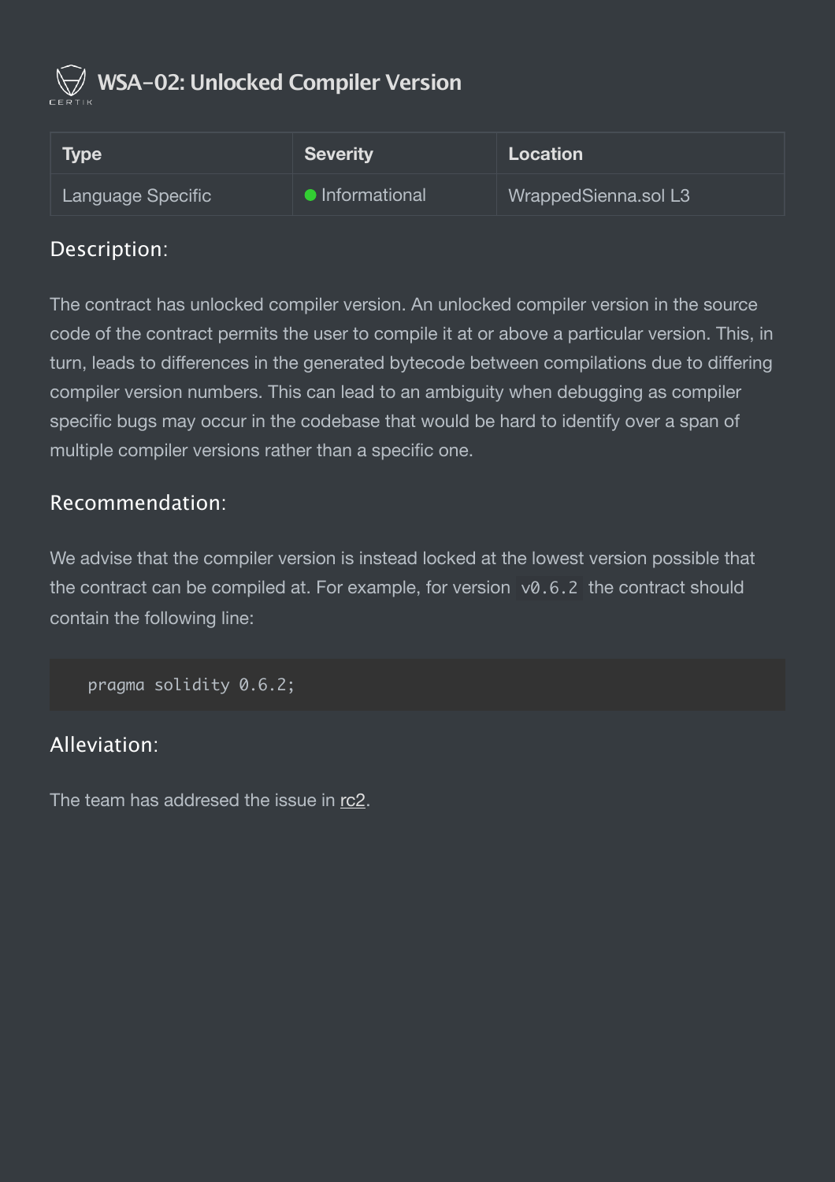## WSA-02: Unlocked Compiler Version

| Type | Severity | Location |
| --- | --- | --- |
| Language Specific | Informational | WrappedSienna.sol L3 |

### Description:

The contract has unlocked compiler version. An unlocked compiler version in the source code of the contract permits the user to compile it at or above a particular version. This, in turn, leads to differences in the generated bytecode between compilations due to differing compiler version numbers. This can lead to an ambiguity when debugging as compiler specific bugs may occur in the codebase that would be hard to identify over a span of multiple compiler versions rather than a specific one.

### Recommendation:

We advise that the compiler version is instead locked at the lowest version possible that the contract can be compiled at. For example, for version `v0.6.2` the contract should contain the following line:

```
pragma solidity 0.6.2;
```

### Alleviation:

The team has addresed the issue in rc2.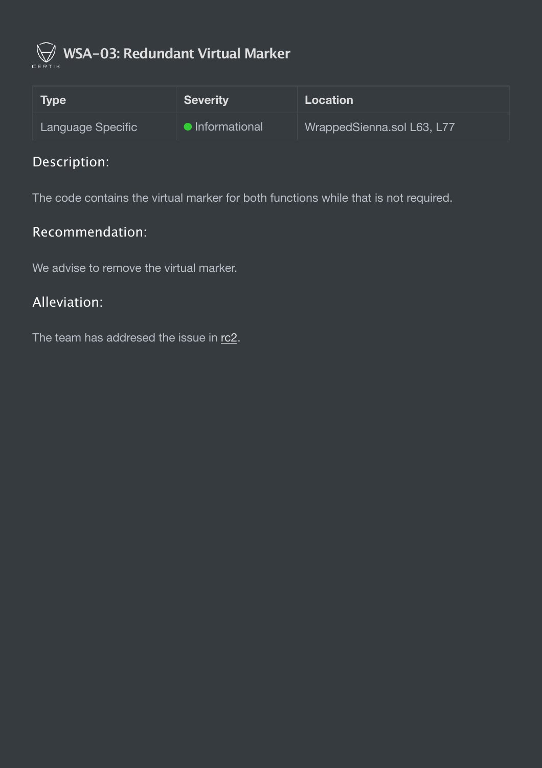## WSA-03: Redundant Virtual Marker

| Type | Severity | Location |
| --- | --- | --- |
| Language Specific | Informational | WrappedSienna.sol L63, L77 |

### Description:

The code contains the virtual marker for both functions while that is not required.

### Recommendation:

We advise to remove the virtual marker.

### Alleviation:

The team has addresed the issue in rc2.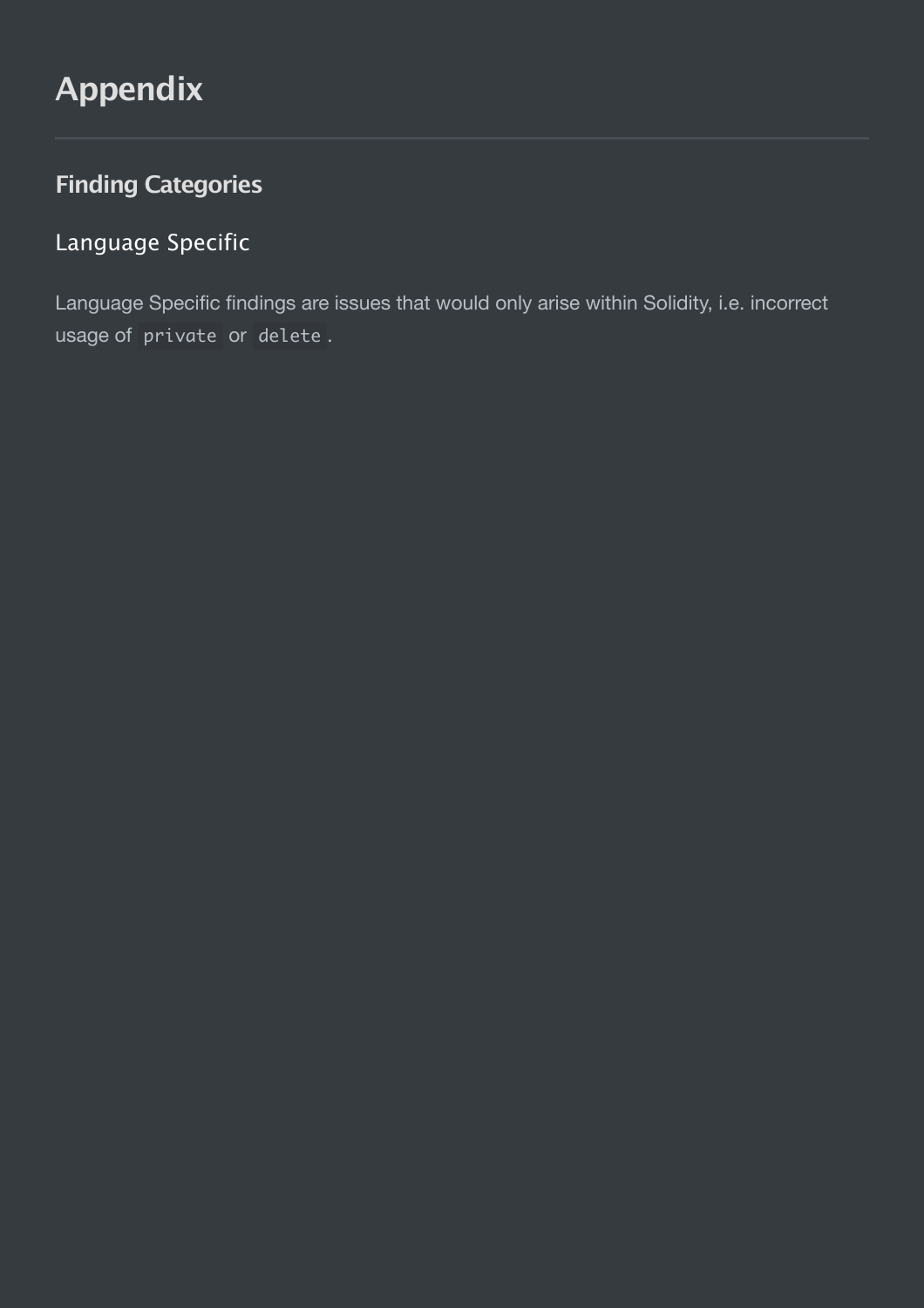# Appendix

## Finding Categories

### Language Specific

Language Specific findings are issues that would only arise within Solidity, i.e. incorrect usage of `private` or `delete`.